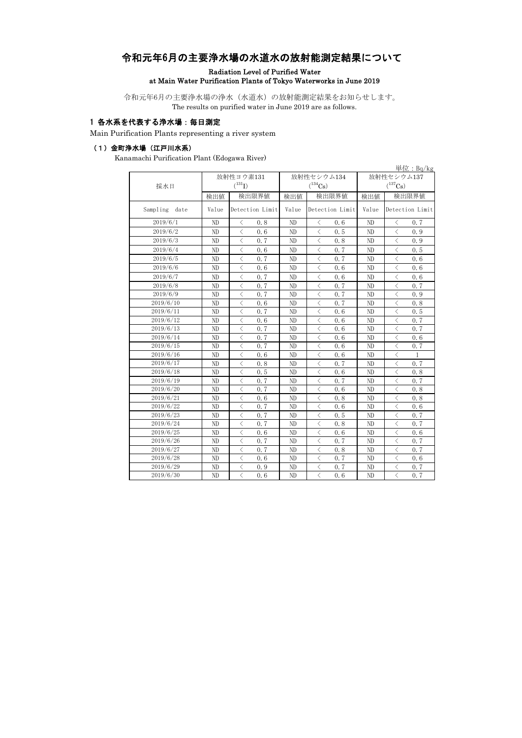# 令和元年6月の主要浄水場の水道水の放射能測定結果について

**Radiation Level of Purified Water at Main Water Purification Plants of Tokyo Waterworks in June 2019**

令和元年6月の主要浄水場の浄水（水道水）の放射能測定結果をお知らせします。
The results on purified water in June 2019 are as follows.

## 1 各水系を代表する浄水場：毎日測定

Main Purification Plants representing a river system

### （1）金町浄水場（江戸川水系）

Kanamachi Purification Plant (Edogawa River)

単位：Bq/kg

| 採水日 | 放射性ヨウ素131 ($^{131}I$) | | 放射性セシウム134 ($^{134}Cs$) | | 放射性セシウム137 ($^{137}Cs$) | |
|---|---|---|---|---|---|---|
| | 検出値 | 検出限界値 | 検出値 | 検出限界値 | 検出値 | 検出限界値 |
| Sampling date | Value | Detection Limit | Value | Detection Limit | Value | Detection Limit |
| 2019/6/1 | ND | ＜ 0.8 | ND | ＜ 0.6 | ND | ＜ 0.7 |
| 2019/6/2 | ND | ＜ 0.6 | ND | ＜ 0.5 | ND | ＜ 0.9 |
| 2019/6/3 | ND | ＜ 0.7 | ND | ＜ 0.8 | ND | ＜ 0.9 |
| 2019/6/4 | ND | ＜ 0.6 | ND | ＜ 0.7 | ND | ＜ 0.5 |
| 2019/6/5 | ND | ＜ 0.7 | ND | ＜ 0.7 | ND | ＜ 0.6 |
| 2019/6/6 | ND | ＜ 0.6 | ND | ＜ 0.6 | ND | ＜ 0.6 |
| 2019/6/7 | ND | ＜ 0.7 | ND | ＜ 0.6 | ND | ＜ 0.6 |
| 2019/6/8 | ND | ＜ 0.7 | ND | ＜ 0.7 | ND | ＜ 0.7 |
| 2019/6/9 | ND | ＜ 0.7 | ND | ＜ 0.7 | ND | ＜ 0.9 |
| 2019/6/10 | ND | ＜ 0.6 | ND | ＜ 0.7 | ND | ＜ 0.8 |
| 2019/6/11 | ND | ＜ 0.7 | ND | ＜ 0.6 | ND | ＜ 0.5 |
| 2019/6/12 | ND | ＜ 0.6 | ND | ＜ 0.6 | ND | ＜ 0.7 |
| 2019/6/13 | ND | ＜ 0.7 | ND | ＜ 0.6 | ND | ＜ 0.7 |
| 2019/6/14 | ND | ＜ 0.7 | ND | ＜ 0.6 | ND | ＜ 0.6 |
| 2019/6/15 | ND | ＜ 0.7 | ND | ＜ 0.6 | ND | ＜ 0.7 |
| 2019/6/16 | ND | ＜ 0.6 | ND | ＜ 0.6 | ND | ＜ 1 |
| 2019/6/17 | ND | ＜ 0.8 | ND | ＜ 0.7 | ND | ＜ 0.7 |
| 2019/6/18 | ND | ＜ 0.5 | ND | ＜ 0.6 | ND | ＜ 0.8 |
| 2019/6/19 | ND | ＜ 0.7 | ND | ＜ 0.7 | ND | ＜ 0.7 |
| 2019/6/20 | ND | ＜ 0.7 | ND | ＜ 0.6 | ND | ＜ 0.8 |
| 2019/6/21 | ND | ＜ 0.6 | ND | ＜ 0.8 | ND | ＜ 0.8 |
| 2019/6/22 | ND | ＜ 0.7 | ND | ＜ 0.6 | ND | ＜ 0.6 |
| 2019/6/23 | ND | ＜ 0.7 | ND | ＜ 0.5 | ND | ＜ 0.7 |
| 2019/6/24 | ND | ＜ 0.7 | ND | ＜ 0.8 | ND | ＜ 0.7 |
| 2019/6/25 | ND | ＜ 0.6 | ND | ＜ 0.6 | ND | ＜ 0.6 |
| 2019/6/26 | ND | ＜ 0.7 | ND | ＜ 0.7 | ND | ＜ 0.7 |
| 2019/6/27 | ND | ＜ 0.7 | ND | ＜ 0.8 | ND | ＜ 0.7 |
| 2019/6/28 | ND | ＜ 0.6 | ND | ＜ 0.7 | ND | ＜ 0.6 |
| 2019/6/29 | ND | ＜ 0.9 | ND | ＜ 0.7 | ND | ＜ 0.7 |
| 2019/6/30 | ND | ＜ 0.6 | ND | ＜ 0.6 | ND | ＜ 0.7 |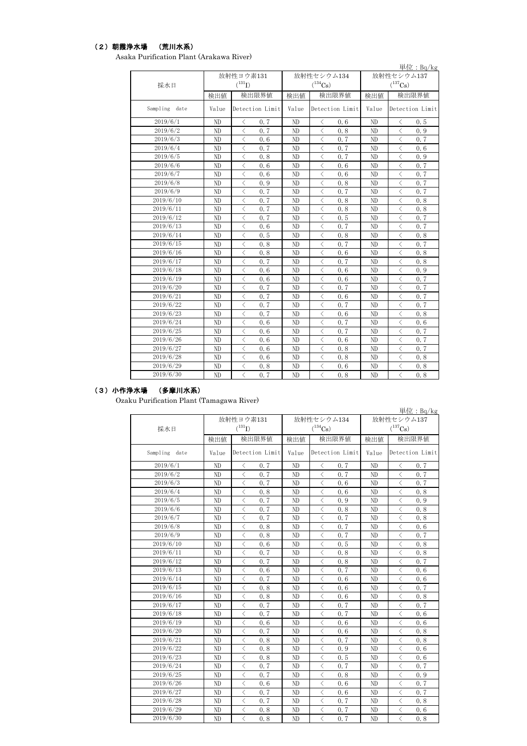## （２）朝霞浄水場　（荒川水系）

Asaka Purification Plant (Arakawa River)

単位：Bq/kg

| 採水日 | 放射性ヨウ素131 ($^{131}I$) | | 放射性セシウム134 ($^{134}Cs$) | | 放射性セシウム137 ($^{137}Cs$) | |
|---|---|---|---|---|---|---|
| | 検出値 | 検出限界値 | 検出値 | 検出限界値 | 検出値 | 検出限界値 |
| Sampling date | Value | Detection Limit | Value | Detection Limit | Value | Detection Limit |
| 2019/6/1 | ND | ＜ 0.7 | ND | ＜ 0.6 | ND | ＜ 0.5 |
| 2019/6/2 | ND | ＜ 0.7 | ND | ＜ 0.8 | ND | ＜ 0.9 |
| 2019/6/3 | ND | ＜ 0.6 | ND | ＜ 0.7 | ND | ＜ 0.7 |
| 2019/6/4 | ND | ＜ 0.7 | ND | ＜ 0.7 | ND | ＜ 0.6 |
| 2019/6/5 | ND | ＜ 0.8 | ND | ＜ 0.7 | ND | ＜ 0.9 |
| 2019/6/6 | ND | ＜ 0.6 | ND | ＜ 0.6 | ND | ＜ 0.7 |
| 2019/6/7 | ND | ＜ 0.6 | ND | ＜ 0.6 | ND | ＜ 0.7 |
| 2019/6/8 | ND | ＜ 0.9 | ND | ＜ 0.8 | ND | ＜ 0.7 |
| 2019/6/9 | ND | ＜ 0.7 | ND | ＜ 0.7 | ND | ＜ 0.7 |
| 2019/6/10 | ND | ＜ 0.7 | ND | ＜ 0.8 | ND | ＜ 0.8 |
| 2019/6/11 | ND | ＜ 0.7 | ND | ＜ 0.8 | ND | ＜ 0.8 |
| 2019/6/12 | ND | ＜ 0.7 | ND | ＜ 0.5 | ND | ＜ 0.7 |
| 2019/6/13 | ND | ＜ 0.6 | ND | ＜ 0.7 | ND | ＜ 0.7 |
| 2019/6/14 | ND | ＜ 0.5 | ND | ＜ 0.8 | ND | ＜ 0.8 |
| 2019/6/15 | ND | ＜ 0.8 | ND | ＜ 0.7 | ND | ＜ 0.7 |
| 2019/6/16 | ND | ＜ 0.8 | ND | ＜ 0.6 | ND | ＜ 0.8 |
| 2019/6/17 | ND | ＜ 0.7 | ND | ＜ 0.7 | ND | ＜ 0.8 |
| 2019/6/18 | ND | ＜ 0.6 | ND | ＜ 0.6 | ND | ＜ 0.9 |
| 2019/6/19 | ND | ＜ 0.6 | ND | ＜ 0.6 | ND | ＜ 0.7 |
| 2019/6/20 | ND | ＜ 0.7 | ND | ＜ 0.7 | ND | ＜ 0.7 |
| 2019/6/21 | ND | ＜ 0.7 | ND | ＜ 0.6 | ND | ＜ 0.7 |
| 2019/6/22 | ND | ＜ 0.7 | ND | ＜ 0.7 | ND | ＜ 0.7 |
| 2019/6/23 | ND | ＜ 0.7 | ND | ＜ 0.6 | ND | ＜ 0.8 |
| 2019/6/24 | ND | ＜ 0.6 | ND | ＜ 0.7 | ND | ＜ 0.6 |
| 2019/6/25 | ND | ＜ 0.6 | ND | ＜ 0.7 | ND | ＜ 0.7 |
| 2019/6/26 | ND | ＜ 0.6 | ND | ＜ 0.6 | ND | ＜ 0.7 |
| 2019/6/27 | ND | ＜ 0.6 | ND | ＜ 0.8 | ND | ＜ 0.7 |
| 2019/6/28 | ND | ＜ 0.6 | ND | ＜ 0.8 | ND | ＜ 0.8 |
| 2019/6/29 | ND | ＜ 0.8 | ND | ＜ 0.6 | ND | ＜ 0.8 |
| 2019/6/30 | ND | ＜ 0.7 | ND | ＜ 0.8 | ND | ＜ 0.8 |

## （３）小作浄水場　（多摩川水系）

Ozaku Purification Plant (Tamagawa River)

単位：Bq/kg

| 採水日 | 放射性ヨウ素131 ($^{131}I$) | | 放射性セシウム134 ($^{134}Cs$) | | 放射性セシウム137 ($^{137}Cs$) | |
|---|---|---|---|---|---|---|
| | 検出値 | 検出限界値 | 検出値 | 検出限界値 | 検出値 | 検出限界値 |
| Sampling date | Value | Detection Limit | Value | Detection Limit | Value | Detection Limit |
| 2019/6/1 | ND | ＜ 0.7 | ND | ＜ 0.7 | ND | ＜ 0.7 |
| 2019/6/2 | ND | ＜ 0.7 | ND | ＜ 0.7 | ND | ＜ 0.7 |
| 2019/6/3 | ND | ＜ 0.7 | ND | ＜ 0.6 | ND | ＜ 0.7 |
| 2019/6/4 | ND | ＜ 0.8 | ND | ＜ 0.6 | ND | ＜ 0.8 |
| 2019/6/5 | ND | ＜ 0.7 | ND | ＜ 0.9 | ND | ＜ 0.9 |
| 2019/6/6 | ND | ＜ 0.7 | ND | ＜ 0.8 | ND | ＜ 0.8 |
| 2019/6/7 | ND | ＜ 0.7 | ND | ＜ 0.7 | ND | ＜ 0.8 |
| 2019/6/8 | ND | ＜ 0.8 | ND | ＜ 0.7 | ND | ＜ 0.6 |
| 2019/6/9 | ND | ＜ 0.8 | ND | ＜ 0.7 | ND | ＜ 0.7 |
| 2019/6/10 | ND | ＜ 0.6 | ND | ＜ 0.5 | ND | ＜ 0.8 |
| 2019/6/11 | ND | ＜ 0.7 | ND | ＜ 0.8 | ND | ＜ 0.8 |
| 2019/6/12 | ND | ＜ 0.7 | ND | ＜ 0.8 | ND | ＜ 0.7 |
| 2019/6/13 | ND | ＜ 0.6 | ND | ＜ 0.7 | ND | ＜ 0.6 |
| 2019/6/14 | ND | ＜ 0.7 | ND | ＜ 0.6 | ND | ＜ 0.6 |
| 2019/6/15 | ND | ＜ 0.8 | ND | ＜ 0.6 | ND | ＜ 0.7 |
| 2019/6/16 | ND | ＜ 0.8 | ND | ＜ 0.6 | ND | ＜ 0.8 |
| 2019/6/17 | ND | ＜ 0.7 | ND | ＜ 0.7 | ND | ＜ 0.7 |
| 2019/6/18 | ND | ＜ 0.7 | ND | ＜ 0.7 | ND | ＜ 0.6 |
| 2019/6/19 | ND | ＜ 0.6 | ND | ＜ 0.6 | ND | ＜ 0.6 |
| 2019/6/20 | ND | ＜ 0.7 | ND | ＜ 0.6 | ND | ＜ 0.8 |
| 2019/6/21 | ND | ＜ 0.8 | ND | ＜ 0.7 | ND | ＜ 0.8 |
| 2019/6/22 | ND | ＜ 0.8 | ND | ＜ 0.9 | ND | ＜ 0.6 |
| 2019/6/23 | ND | ＜ 0.8 | ND | ＜ 0.5 | ND | ＜ 0.6 |
| 2019/6/24 | ND | ＜ 0.7 | ND | ＜ 0.7 | ND | ＜ 0.7 |
| 2019/6/25 | ND | ＜ 0.7 | ND | ＜ 0.8 | ND | ＜ 0.9 |
| 2019/6/26 | ND | ＜ 0.6 | ND | ＜ 0.6 | ND | ＜ 0.7 |
| 2019/6/27 | ND | ＜ 0.7 | ND | ＜ 0.6 | ND | ＜ 0.7 |
| 2019/6/28 | ND | ＜ 0.7 | ND | ＜ 0.7 | ND | ＜ 0.8 |
| 2019/6/29 | ND | ＜ 0.8 | ND | ＜ 0.7 | ND | ＜ 0.6 |
| 2019/6/30 | ND | ＜ 0.8 | ND | ＜ 0.7 | ND | ＜ 0.8 |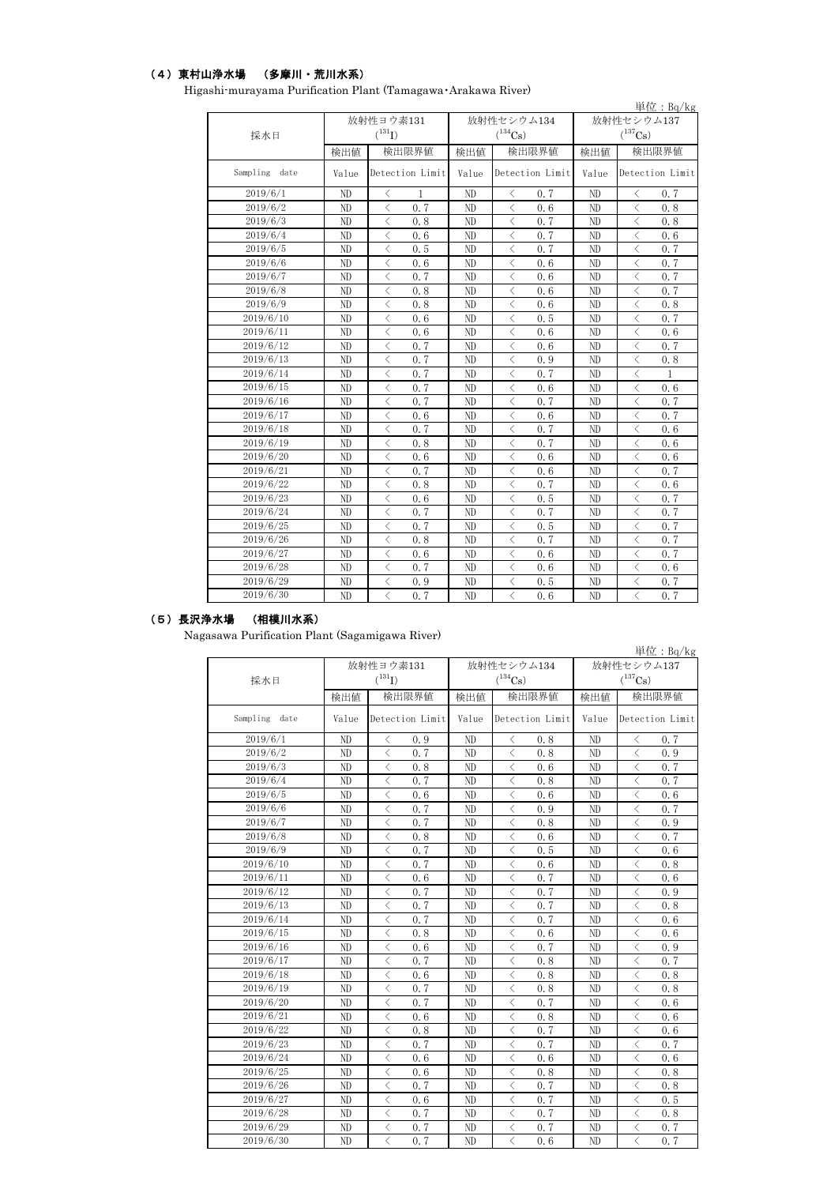## （4）東村山浄水場　（多摩川・荒川水系）

Higashi-murayama Purification Plant (Tamagawa･Arakawa River)

単位：Bq/kg

| 採水日 | 放射性ヨウ素131 ($^{131}$I) | | 放射性セシウム134 ($^{134}$Cs) | | 放射性セシウム137 ($^{137}$Cs) | |
|---|---|---|---|---|---|---|
| | 検出値 | 検出限界値 | 検出値 | 検出限界値 | 検出値 | 検出限界値 |
| Sampling date | Value | Detection Limit | Value | Detection Limit | Value | Detection Limit |
| 2019/6/1 | ND | ＜ 1 | ND | ＜ 0.7 | ND | ＜ 0.7 |
| 2019/6/2 | ND | ＜ 0.7 | ND | ＜ 0.6 | ND | ＜ 0.8 |
| 2019/6/3 | ND | ＜ 0.8 | ND | ＜ 0.7 | ND | ＜ 0.8 |
| 2019/6/4 | ND | ＜ 0.6 | ND | ＜ 0.7 | ND | ＜ 0.6 |
| 2019/6/5 | ND | ＜ 0.5 | ND | ＜ 0.7 | ND | ＜ 0.7 |
| 2019/6/6 | ND | ＜ 0.6 | ND | ＜ 0.6 | ND | ＜ 0.7 |
| 2019/6/7 | ND | ＜ 0.7 | ND | ＜ 0.6 | ND | ＜ 0.7 |
| 2019/6/8 | ND | ＜ 0.8 | ND | ＜ 0.6 | ND | ＜ 0.7 |
| 2019/6/9 | ND | ＜ 0.8 | ND | ＜ 0.6 | ND | ＜ 0.8 |
| 2019/6/10 | ND | ＜ 0.6 | ND | ＜ 0.5 | ND | ＜ 0.7 |
| 2019/6/11 | ND | ＜ 0.6 | ND | ＜ 0.6 | ND | ＜ 0.6 |
| 2019/6/12 | ND | ＜ 0.7 | ND | ＜ 0.6 | ND | ＜ 0.7 |
| 2019/6/13 | ND | ＜ 0.7 | ND | ＜ 0.9 | ND | ＜ 0.8 |
| 2019/6/14 | ND | ＜ 0.7 | ND | ＜ 0.7 | ND | ＜ 1 |
| 2019/6/15 | ND | ＜ 0.7 | ND | ＜ 0.6 | ND | ＜ 0.6 |
| 2019/6/16 | ND | ＜ 0.7 | ND | ＜ 0.7 | ND | ＜ 0.7 |
| 2019/6/17 | ND | ＜ 0.6 | ND | ＜ 0.6 | ND | ＜ 0.7 |
| 2019/6/18 | ND | ＜ 0.7 | ND | ＜ 0.7 | ND | ＜ 0.6 |
| 2019/6/19 | ND | ＜ 0.8 | ND | ＜ 0.7 | ND | ＜ 0.6 |
| 2019/6/20 | ND | ＜ 0.6 | ND | ＜ 0.6 | ND | ＜ 0.6 |
| 2019/6/21 | ND | ＜ 0.7 | ND | ＜ 0.6 | ND | ＜ 0.7 |
| 2019/6/22 | ND | ＜ 0.8 | ND | ＜ 0.7 | ND | ＜ 0.6 |
| 2019/6/23 | ND | ＜ 0.6 | ND | ＜ 0.5 | ND | ＜ 0.7 |
| 2019/6/24 | ND | ＜ 0.7 | ND | ＜ 0.7 | ND | ＜ 0.7 |
| 2019/6/25 | ND | ＜ 0.7 | ND | ＜ 0.5 | ND | ＜ 0.7 |
| 2019/6/26 | ND | ＜ 0.8 | ND | ＜ 0.7 | ND | ＜ 0.7 |
| 2019/6/27 | ND | ＜ 0.6 | ND | ＜ 0.6 | ND | ＜ 0.7 |
| 2019/6/28 | ND | ＜ 0.7 | ND | ＜ 0.6 | ND | ＜ 0.6 |
| 2019/6/29 | ND | ＜ 0.9 | ND | ＜ 0.5 | ND | ＜ 0.7 |
| 2019/6/30 | ND | ＜ 0.7 | ND | ＜ 0.6 | ND | ＜ 0.7 |

## （5）長沢浄水場　（相模川水系）

Nagasawa Purification Plant (Sagamigawa River)

単位：Bq/kg

| 採水日 | 放射性ヨウ素131 ($^{131}$I) | | 放射性セシウム134 ($^{134}$Cs) | | 放射性セシウム137 ($^{137}$Cs) | |
|---|---|---|---|---|---|---|
| | 検出値 | 検出限界値 | 検出値 | 検出限界値 | 検出値 | 検出限界値 |
| Sampling date | Value | Detection Limit | Value | Detection Limit | Value | Detection Limit |
| 2019/6/1 | ND | ＜ 0.9 | ND | ＜ 0.8 | ND | ＜ 0.7 |
| 2019/6/2 | ND | ＜ 0.7 | ND | ＜ 0.8 | ND | ＜ 0.9 |
| 2019/6/3 | ND | ＜ 0.8 | ND | ＜ 0.6 | ND | ＜ 0.7 |
| 2019/6/4 | ND | ＜ 0.7 | ND | ＜ 0.8 | ND | ＜ 0.7 |
| 2019/6/5 | ND | ＜ 0.6 | ND | ＜ 0.6 | ND | ＜ 0.6 |
| 2019/6/6 | ND | ＜ 0.7 | ND | ＜ 0.9 | ND | ＜ 0.7 |
| 2019/6/7 | ND | ＜ 0.7 | ND | ＜ 0.8 | ND | ＜ 0.9 |
| 2019/6/8 | ND | ＜ 0.8 | ND | ＜ 0.6 | ND | ＜ 0.7 |
| 2019/6/9 | ND | ＜ 0.7 | ND | ＜ 0.5 | ND | ＜ 0.6 |
| 2019/6/10 | ND | ＜ 0.7 | ND | ＜ 0.6 | ND | ＜ 0.8 |
| 2019/6/11 | ND | ＜ 0.6 | ND | ＜ 0.7 | ND | ＜ 0.6 |
| 2019/6/12 | ND | ＜ 0.7 | ND | ＜ 0.7 | ND | ＜ 0.9 |
| 2019/6/13 | ND | ＜ 0.7 | ND | ＜ 0.7 | ND | ＜ 0.8 |
| 2019/6/14 | ND | ＜ 0.7 | ND | ＜ 0.7 | ND | ＜ 0.6 |
| 2019/6/15 | ND | ＜ 0.8 | ND | ＜ 0.6 | ND | ＜ 0.6 |
| 2019/6/16 | ND | ＜ 0.6 | ND | ＜ 0.7 | ND | ＜ 0.9 |
| 2019/6/17 | ND | ＜ 0.7 | ND | ＜ 0.8 | ND | ＜ 0.7 |
| 2019/6/18 | ND | ＜ 0.6 | ND | ＜ 0.8 | ND | ＜ 0.8 |
| 2019/6/19 | ND | ＜ 0.7 | ND | ＜ 0.8 | ND | ＜ 0.8 |
| 2019/6/20 | ND | ＜ 0.7 | ND | ＜ 0.7 | ND | ＜ 0.6 |
| 2019/6/21 | ND | ＜ 0.6 | ND | ＜ 0.8 | ND | ＜ 0.6 |
| 2019/6/22 | ND | ＜ 0.8 | ND | ＜ 0.7 | ND | ＜ 0.6 |
| 2019/6/23 | ND | ＜ 0.7 | ND | ＜ 0.7 | ND | ＜ 0.7 |
| 2019/6/24 | ND | ＜ 0.6 | ND | ＜ 0.6 | ND | ＜ 0.6 |
| 2019/6/25 | ND | ＜ 0.6 | ND | ＜ 0.8 | ND | ＜ 0.8 |
| 2019/6/26 | ND | ＜ 0.7 | ND | ＜ 0.7 | ND | ＜ 0.8 |
| 2019/6/27 | ND | ＜ 0.6 | ND | ＜ 0.7 | ND | ＜ 0.5 |
| 2019/6/28 | ND | ＜ 0.7 | ND | ＜ 0.7 | ND | ＜ 0.8 |
| 2019/6/29 | ND | ＜ 0.7 | ND | ＜ 0.7 | ND | ＜ 0.7 |
| 2019/6/30 | ND | ＜ 0.7 | ND | ＜ 0.6 | ND | ＜ 0.7 |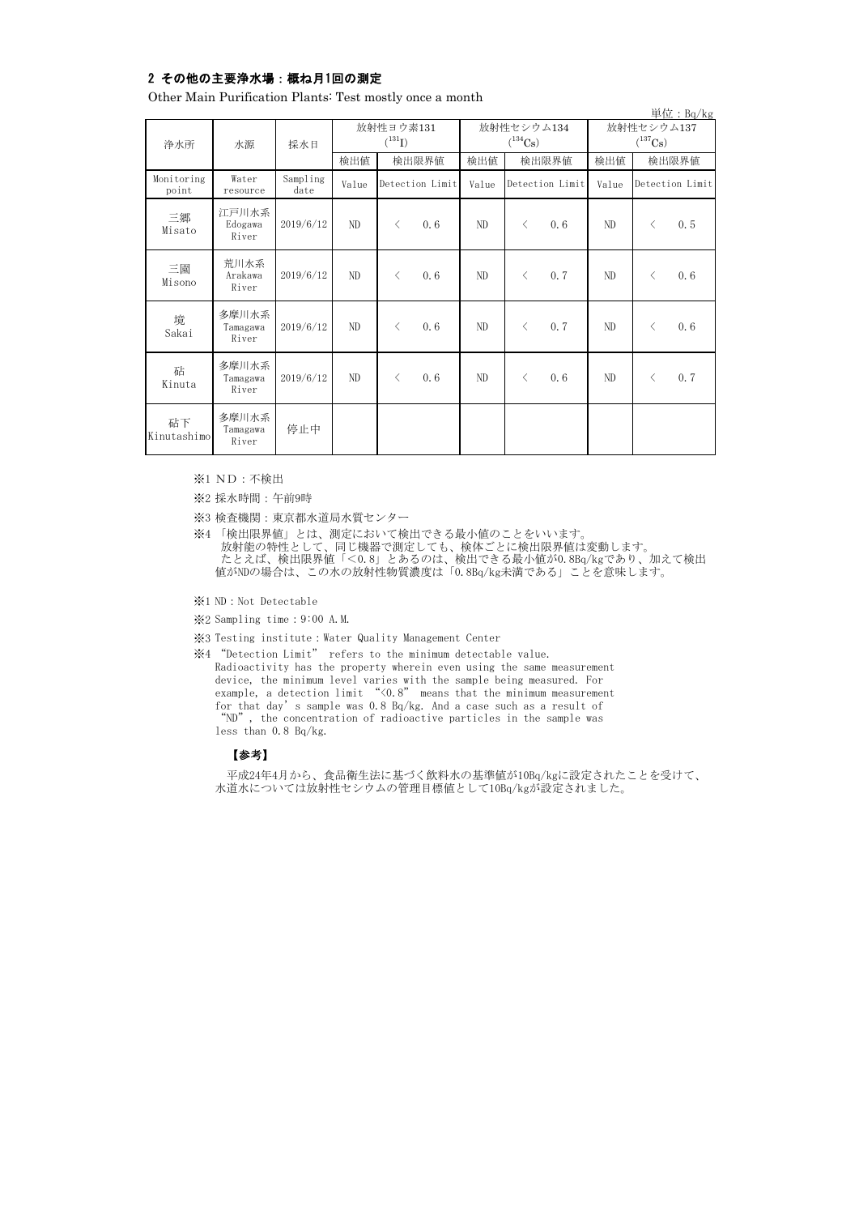## 2 その他の主要浄水場：概ね月1回の測定

Other Main Purification Plants: Test mostly once a month

単位：Bq/kg

| 浄水所 | 水源 | 採水日 | 放射性ヨウ素131 ($^{131}I$) | | 放射性セシウム134 ($^{134}Cs$) | | 放射性セシウム137 ($^{137}Cs$) | |
|---|---|---|---|---|---|---|---|---|
| | | | 検出値 | 検出限界値 | 検出値 | 検出限界値 | 検出値 | 検出限界値 |
| Monitoring point | Water resource | Sampling date | Value | Detection Limit | Value | Detection Limit | Value | Detection Limit |
| 三郷 Misato | 江戸川水系 Edogawa River | 2019/6/12 | ND | ＜ 0.6 | ND | ＜ 0.6 | ND | ＜ 0.5 |
| 三園 Misono | 荒川水系 Arakawa River | 2019/6/12 | ND | ＜ 0.6 | ND | ＜ 0.7 | ND | ＜ 0.6 |
| 境 Sakai | 多摩川水系 Tamagawa River | 2019/6/12 | ND | ＜ 0.6 | ND | ＜ 0.7 | ND | ＜ 0.6 |
| 砧 Kinuta | 多摩川水系 Tamagawa River | 2019/6/12 | ND | ＜ 0.6 | ND | ＜ 0.6 | ND | ＜ 0.7 |
| 砧下 Kinutashimo | 多摩川水系 Tamagawa River | 停止中 | | | | | | |

※1 ＮＤ：不検出

※2 採水時間：午前9時

※3 検査機関：東京都水道局水質センター

※4 「検出限界値」とは、測定において検出できる最小値のことをいいます。
放射能の特性として、同じ機器で測定しても、検体ごとに検出限界値は変動します。
たとえば、検出限界値「＜0.8」とあるのは、検出できる最小値が0.8Bq/kgであり、加えて検出値がNDの場合は、この水の放射性物質濃度は「0.8Bq/kg未満である」ことを意味します。

※1 ND：Not Detectable

※2 Sampling time：9:00 A.M.

※3 Testing institute：Water Quality Management Center

※4 "Detection Limit" refers to the minimum detectable value.
Radioactivity has the property wherein even using the same measurement device, the minimum level varies with the sample being measured. For example, a detection limit "<0.8" means that the minimum measurement for that day's sample was 0.8 Bq/kg. And a case such as a result of "ND", the concentration of radioactive particles in the sample was less than 0.8 Bq/kg.

【参考】

平成24年4月から、食品衛生法に基づく飲料水の基準値が10Bq/kgに設定されたことを受けて、水道水については放射性セシウムの管理目標値として10Bq/kgが設定されました。